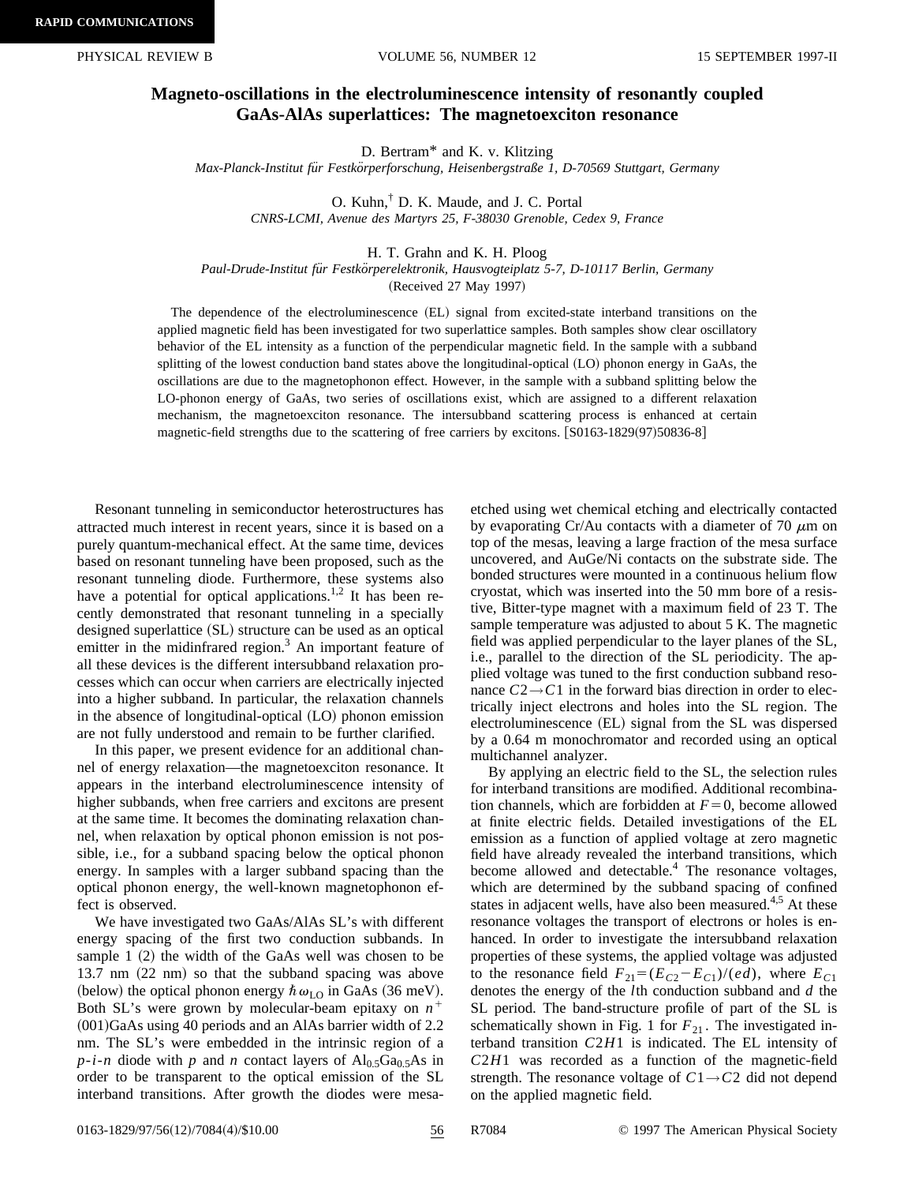RAPID COMMUNICATIONS

# Magneto-oscillations in the electroluminescence intensity of resonantly coupled GaAs-AlAs superlattices: The magnetoexciton resonance

D. Bertram* and K. v. Klitzing

*Max-Planck-Institut für Festkörperforschung, Heisenbergstraße 1, D-70569 Stuttgart, Germany*

O. Kuhn,† D. K. Maude, and J. C. Portal

*CNRS-LCMI, Avenue des Martyrs 25, F-38030 Grenoble, Cedex 9, France*

H. T. Grahn and K. H. Ploog

*Paul-Drude-Institut für Festkörperelektronik, Hausvogteiplatz 5-7, D-10117 Berlin, Germany*

(Received 27 May 1997)

The dependence of the electroluminescence (EL) signal from excited-state interband transitions on the applied magnetic field has been investigated for two superlattice samples. Both samples show clear oscillatory behavior of the EL intensity as a function of the perpendicular magnetic field. In the sample with a subband splitting of the lowest conduction band states above the longitudinal-optical (LO) phonon energy in GaAs, the oscillations are due to the magnetophonon effect. However, in the sample with a subband splitting below the LO-phonon energy of GaAs, two series of oscillations exist, which are assigned to a different relaxation mechanism, the magnetoexciton resonance. The intersubband scattering process is enhanced at certain magnetic-field strengths due to the scattering of free carriers by excitons. [S0163-1829(97)50836-8]

Resonant tunneling in semiconductor heterostructures has attracted much interest in recent years, since it is based on a purely quantum-mechanical effect. At the same time, devices based on resonant tunneling have been proposed, such as the resonant tunneling diode. Furthermore, these systems also have a potential for optical applications.[1,2] It has been recently demonstrated that resonant tunneling in a specially designed superlattice (SL) structure can be used as an optical emitter in the midinfrared region.[3] An important feature of all these devices is the different intersubband relaxation processes which can occur when carriers are electrically injected into a higher subband. In particular, the relaxation channels in the absence of longitudinal-optical (LO) phonon emission are not fully understood and remain to be further clarified.

In this paper, we present evidence for an additional channel of energy relaxation—the magnetoexciton resonance. It appears in the interband electroluminescence intensity of higher subbands, when free carriers and excitons are present at the same time. It becomes the dominating relaxation channel, when relaxation by optical phonon emission is not possible, i.e., for a subband spacing below the optical phonon energy. In samples with a larger subband spacing than the optical phonon energy, the well-known magnetophonon effect is observed.

We have investigated two GaAs/AlAs SL's with different energy spacing of the first two conduction subbands. In sample 1 (2) the width of the GaAs well was chosen to be 13.7 nm (22 nm) so that the subband spacing was above (below) the optical phonon energy $\hbar\omega_{\mathrm{LO}}$ in GaAs (36 meV). Both SL's were grown by molecular-beam epitaxy on $n^+$ (001)GaAs using 40 periods and an AlAs barrier width of 2.2 nm. The SL's were embedded in the intrinsic region of a $p$-$i$-$n$ diode with $p$ and $n$ contact layers of $\mathrm{Al_{0.5}Ga_{0.5}As}$ in order to be transparent to the optical emission of the SL interband transitions. After growth the diodes were mesa-etched using wet chemical etching and electrically contacted by evaporating Cr/Au contacts with a diameter of 70 $\mu$m on top of the mesas, leaving a large fraction of the mesa surface uncovered, and AuGe/Ni contacts on the substrate side. The bonded structures were mounted in a continuous helium flow cryostat, which was inserted into the 50 mm bore of a resistive, Bitter-type magnet with a maximum field of 23 T. The sample temperature was adjusted to about 5 K. The magnetic field was applied perpendicular to the layer planes of the SL, i.e., parallel to the direction of the SL periodicity. The applied voltage was tuned to the first conduction subband resonance $C2 \rightarrow C1$ in the forward bias direction in order to electrically inject electrons and holes into the SL region. The electroluminescence (EL) signal from the SL was dispersed by a 0.64 m monochromator and recorded using an optical multichannel analyzer.

By applying an electric field to the SL, the selection rules for interband transitions are modified. Additional recombination channels, which are forbidden at $F=0$, become allowed at finite electric fields. Detailed investigations of the EL emission as a function of applied voltage at zero magnetic field have already revealed the interband transitions, which become allowed and detectable.[4] The resonance voltages, which are determined by the subband spacing of confined states in adjacent wells, have also been measured.[4,5] At these resonance voltages the transport of electrons or holes is enhanced. In order to investigate the intersubband relaxation properties of these systems, the applied voltage was adjusted to the resonance field $F_{21}=(E_{C2}-E_{C1})/(ed)$, where $E_{C1}$ denotes the energy of the $l$th conduction subband and $d$ the SL period. The band-structure profile of part of the SL is schematically shown in Fig. 1 for $F_{21}$. The investigated interband transition $C2H1$ is indicated. The EL intensity of $C2H1$ was recorded as a function of the magnetic-field strength. The resonance voltage of $C1 \rightarrow C2$ did not depend on the applied magnetic field.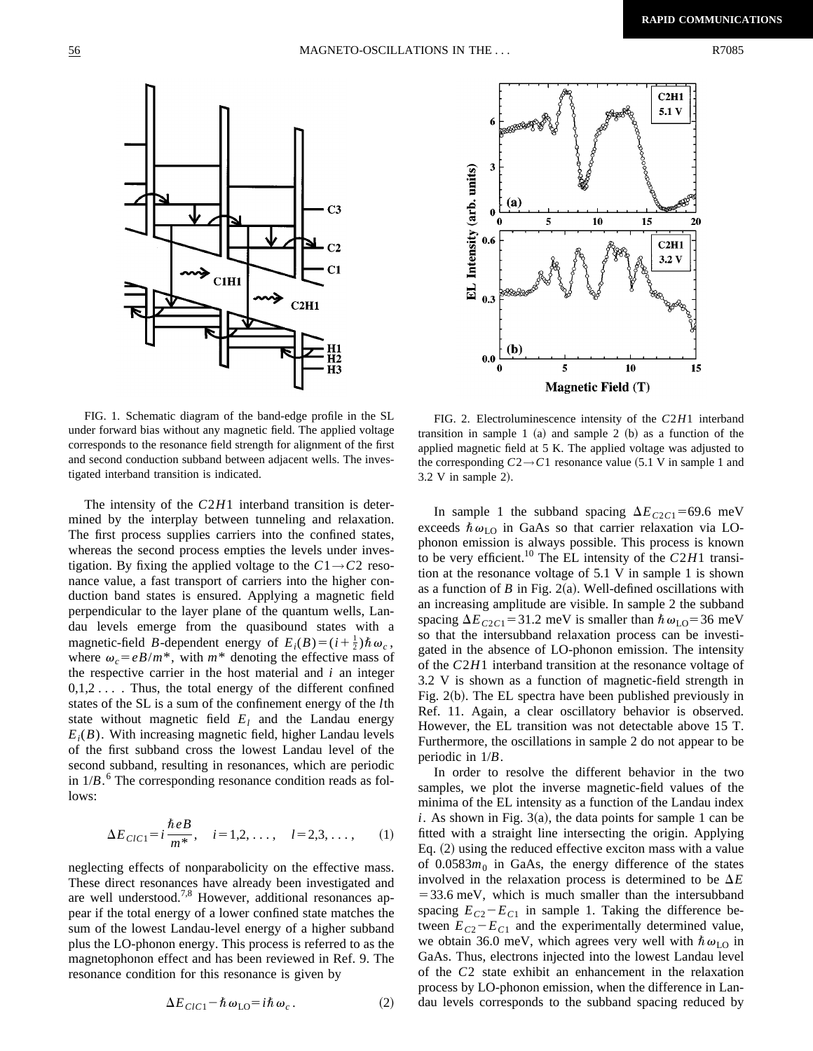FIG. 1. Schematic diagram of the band-edge profile in the SL under forward bias without any magnetic field. The applied voltage corresponds to the resonance field strength for alignment of the first and second conduction subband between adjacent wells. The investigated interband transition is indicated.

FIG. 2. Electroluminescence intensity of the $C2H1$ interband transition in sample 1 (a) and sample 2 (b) as a function of the applied magnetic field at 5 K. The applied voltage was adjusted to the corresponding $C2 \rightarrow C1$ resonance value (5.1 V in sample 1 and 3.2 V in sample 2).

The intensity of the $C2H1$ interband transition is determined by the interplay between tunneling and relaxation. The first process supplies carriers into the confined states, whereas the second process empties the levels under investigation. By fixing the applied voltage to the $C1 \rightarrow C2$ resonance value, a fast transport of carriers into the higher conduction band states is ensured. Applying a magnetic field perpendicular to the layer plane of the quantum wells, Landau levels emerge from the quasibound states with a magnetic-field $B$-dependent energy of $E_i(B)=(i+\frac{1}{2})\hbar\omega_c$, where $\omega_c=eB/m^*$, with $m^*$ denoting the effective mass of the respective carrier in the host material and $i$ an integer $0,1,2\ldots$ . Thus, the total energy of the different confined states of the SL is a sum of the confinement energy of the $l$th state without magnetic field $E_l$ and the Landau energy $E_i(B)$. With increasing magnetic field, higher Landau levels of the first subband cross the lowest Landau level of the second subband, resulting in resonances, which are periodic in $1/B$.[6] The corresponding resonance condition reads as follows:

$$\Delta E_{ClC1}=i\frac{\hbar eB}{m^*}, \quad i=1,2,\ldots, \quad l=2,3,\ldots, \tag{1}$$

neglecting effects of nonparabolicity on the effective mass. These direct resonances have already been investigated and are well understood.[7,8] However, additional resonances appear if the total energy of a lower confined state matches the sum of the lowest Landau-level energy of a higher subband plus the LO-phonon energy. This process is referred to as the magnetophonon effect and has been reviewed in Ref. 9. The resonance condition for this resonance is given by

$$\Delta E_{ClC1}-\hbar\omega_{\mathrm{LO}}=i\hbar\omega_c. \tag{2}$$

In sample 1 the subband spacing $\Delta E_{C2C1}=69.6$ meV exceeds $\hbar\omega_{\mathrm{LO}}$ in GaAs so that carrier relaxation via LO-phonon emission is always possible. This process is known to be very efficient.[10] The EL intensity of the $C2H1$ transition at the resonance voltage of 5.1 V in sample 1 is shown as a function of $B$ in Fig. 2(a). Well-defined oscillations with an increasing amplitude are visible. In sample 2 the subband spacing $\Delta E_{C2C1}=31.2$ meV is smaller than $\hbar\omega_{\mathrm{LO}}=36$ meV so that the intersubband relaxation process can be investigated in the absence of LO-phonon emission. The intensity of the $C2H1$ interband transition at the resonance voltage of 3.2 V is shown as a function of magnetic-field strength in Fig. 2(b). The EL spectra have been published previously in Ref. 11. Again, a clear oscillatory behavior is observed. However, the EL transition was not detectable above 15 T. Furthermore, the oscillations in sample 2 do not appear to be periodic in $1/B$.

In order to resolve the different behavior in the two samples, we plot the inverse magnetic-field values of the minima of the EL intensity as a function of the Landau index $i$. As shown in Fig. 3(a), the data points for sample 1 can be fitted with a straight line intersecting the origin. Applying Eq. (2) using the reduced effective exciton mass with a value of $0.0583m_0$ in GaAs, the energy difference of the states involved in the relaxation process is determined to be $\Delta E=33.6$ meV, which is much smaller than the intersubband spacing $E_{C2}-E_{C1}$ in sample 1. Taking the difference between $E_{C2}-E_{C1}$ and the experimentally determined value, we obtain 36.0 meV, which agrees very well with $\hbar\omega_{\mathrm{LO}}$ in GaAs. Thus, electrons injected into the lowest Landau level of the $C2$ state exhibit an enhancement in the relaxation process by LO-phonon emission, when the difference in Landau levels corresponds to the subband spacing reduced by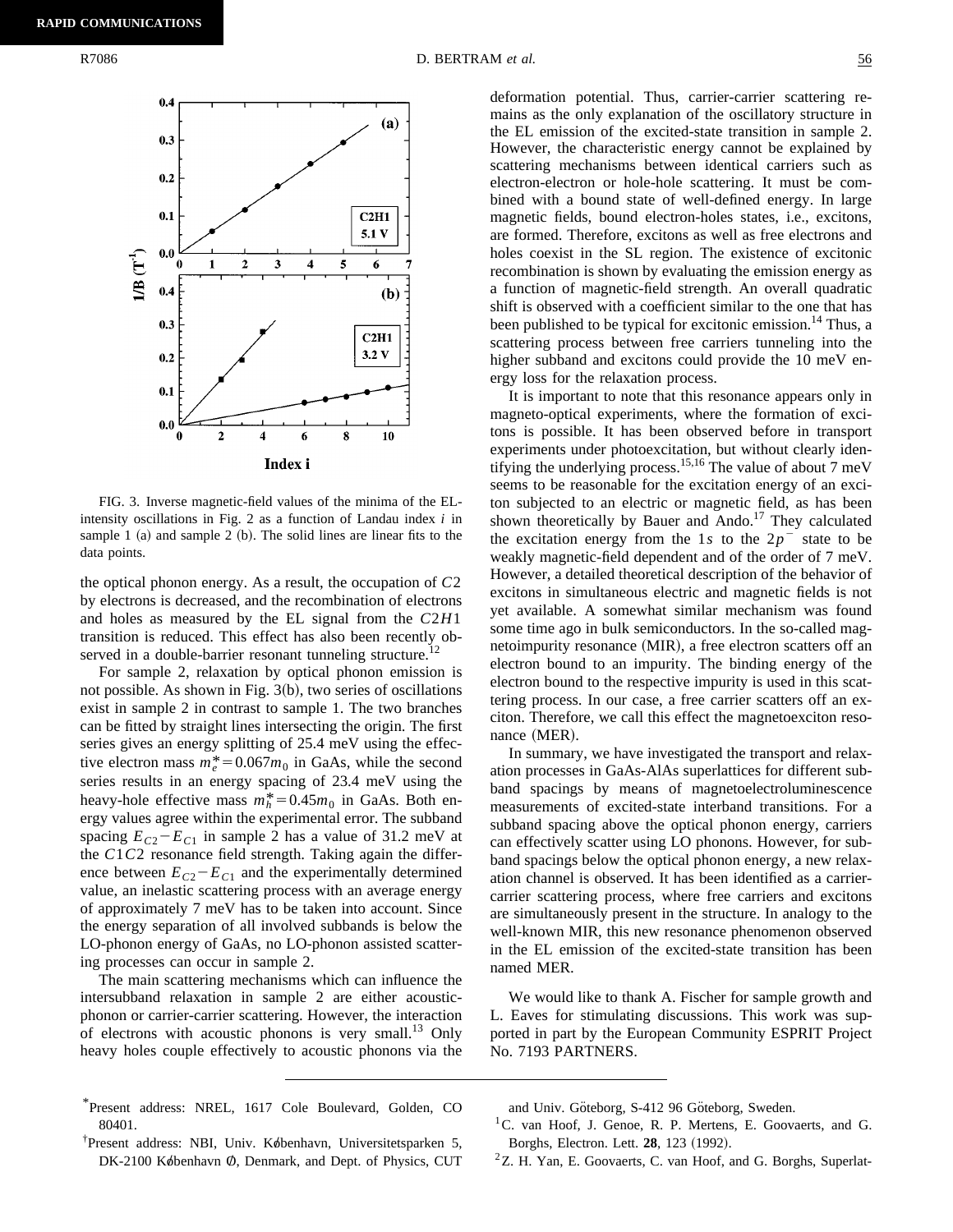FIG. 3. Inverse magnetic-field values of the minima of the EL-intensity oscillations in Fig. 2 as a function of Landau index $i$ in sample 1 (a) and sample 2 (b). The solid lines are linear fits to the data points.

the optical phonon energy. As a result, the occupation of $C2$ by electrons is decreased, and the recombination of electrons and holes as measured by the EL signal from the $C2H1$ transition is reduced. This effect has also been recently observed in a double-barrier resonant tunneling structure.[12]

For sample 2, relaxation by optical phonon emission is not possible. As shown in Fig. 3(b), two series of oscillations exist in sample 2 in contrast to sample 1. The two branches can be fitted by straight lines intersecting the origin. The first series gives an energy splitting of 25.4 meV using the effective electron mass $m_e^* = 0.067m_0$ in GaAs, while the second series results in an energy spacing of 23.4 meV using the heavy-hole effective mass $m_h^* = 0.45m_0$ in GaAs. Both energy values agree within the experimental error. The subband spacing $E_{C2} - E_{C1}$ in sample 2 has a value of 31.2 meV at the $C1C2$ resonance field strength. Taking again the difference between $E_{C2} - E_{C1}$ and the experimentally determined value, an inelastic scattering process with an average energy of approximately 7 meV has to be taken into account. Since the energy separation of all involved subbands is below the LO-phonon energy of GaAs, no LO-phonon assisted scattering processes can occur in sample 2.

The main scattering mechanisms which can influence the intersubband relaxation in sample 2 are either acoustic-phonon or carrier-carrier scattering. However, the interaction of electrons with acoustic phonons is very small.[13] Only heavy holes couple effectively to acoustic phonons via the deformation potential. Thus, carrier-carrier scattering remains as the only explanation of the oscillatory structure in the EL emission of the excited-state transition in sample 2. However, the characteristic energy cannot be explained by scattering mechanisms between identical carriers such as electron-electron or hole-hole scattering. It must be combined with a bound state of well-defined energy. In large magnetic fields, bound electron-holes states, i.e., excitons, are formed. Therefore, excitons as well as free electrons and holes coexist in the SL region. The existence of excitonic recombination is shown by evaluating the emission energy as a function of magnetic-field strength. An overall quadratic shift is observed with a coefficient similar to the one that has been published to be typical for excitonic emission.[14] Thus, a scattering process between free carriers tunneling into the higher subband and excitons could provide the 10 meV energy loss for the relaxation process.

It is important to note that this resonance appears only in magneto-optical experiments, where the formation of excitons is possible. It has been observed before in transport experiments under photoexcitation, but without clearly identifying the underlying process.[15,16] The value of about 7 meV seems to be reasonable for the excitation energy of an exciton subjected to an electric or magnetic field, as has been shown theoretically by Bauer and Ando.[17] They calculated the excitation energy from the $1s$ to the $2p^-$ state to be weakly magnetic-field dependent and of the order of 7 meV. However, a detailed theoretical description of the behavior of excitons in simultaneous electric and magnetic fields is not yet available. A somewhat similar mechanism was found some time ago in bulk semiconductors. In the so-called magnetoimpurity resonance (MIR), a free electron scatters off an electron bound to an impurity. The binding energy of the electron bound to the respective impurity is used in this scattering process. In our case, a free carrier scatters off an exciton. Therefore, we call this effect the magnetoexciton resonance (MER).

In summary, we have investigated the transport and relaxation processes in GaAs-AlAs superlattices for different subband spacings by means of magnetoelectroluminescence measurements of excited-state interband transitions. For a subband spacing above the optical phonon energy, carriers can effectively scatter using LO phonons. However, for subband spacings below the optical phonon energy, a new relaxation channel is observed. It has been identified as a carrier-carrier scattering process, where free carriers and excitons are simultaneously present in the structure. In analogy to the well-known MIR, this new resonance phenomenon observed in the EL emission of the excited-state transition has been named MER.

We would like to thank A. Fischer for sample growth and L. Eaves for stimulating discussions. This work was supported in part by the European Community ESPRIT Project No. 7193 PARTNERS.

---

*Present address: NREL, 1617 Cole Boulevard, Golden, CO 80401.

†Present address: NBI, Univ. København, Universitetsparken 5, DK-2100 København Ø, Denmark, and Dept. of Physics, CUT and Univ. Göteborg, S-412 96 Göteborg, Sweden.

[1] C. van Hoof, J. Genoe, R. P. Mertens, E. Goovaerts, and G. Borghs, Electron. Lett. **28**, 123 (1992).

[2] Z. H. Yan, E. Goovaerts, C. van Hoof, and G. Borghs, Superlat-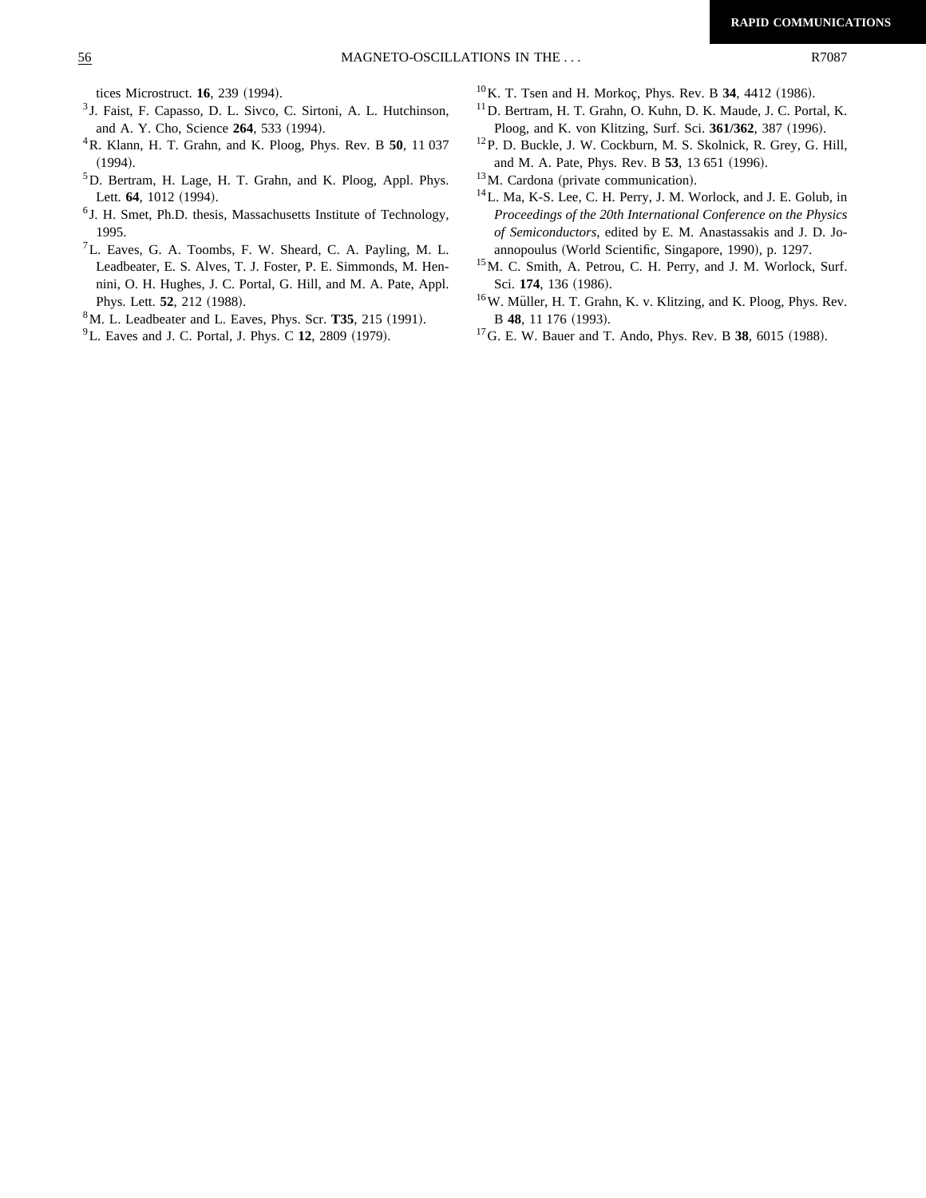tices Microstruct. **16**, 239 (1994).

[3] J. Faist, F. Capasso, D. L. Sivco, C. Sirtoni, A. L. Hutchinson, and A. Y. Cho, Science **264**, 533 (1994).

[4] R. Klann, H. T. Grahn, and K. Ploog, Phys. Rev. B **50**, 11 037 (1994).

[5] D. Bertram, H. Lage, H. T. Grahn, and K. Ploog, Appl. Phys. Lett. **64**, 1012 (1994).

[6] J. H. Smet, Ph.D. thesis, Massachusetts Institute of Technology, 1995.

[7] L. Eaves, G. A. Toombs, F. W. Sheard, C. A. Payling, M. L. Leadbeater, E. S. Alves, T. J. Foster, P. E. Simmonds, M. Henini, O. H. Hughes, J. C. Portal, G. Hill, and M. A. Pate, Appl. Phys. Lett. **52**, 212 (1988).

[8] M. L. Leadbeater and L. Eaves, Phys. Scr. **T35**, 215 (1991).

[9] L. Eaves and J. C. Portal, J. Phys. C **12**, 2809 (1979).

[10] K. T. Tsen and H. Morkoç, Phys. Rev. B **34**, 4412 (1986).

[11] D. Bertram, H. T. Grahn, O. Kuhn, D. K. Maude, J. C. Portal, K. Ploog, and K. von Klitzing, Surf. Sci. **361/362**, 387 (1996).

[12] P. D. Buckle, J. W. Cockburn, M. S. Skolnick, R. Grey, G. Hill, and M. A. Pate, Phys. Rev. B **53**, 13 651 (1996).

[13] M. Cardona (private communication).

[14] L. Ma, K-S. Lee, C. H. Perry, J. M. Worlock, and J. E. Golub, in *Proceedings of the 20th International Conference on the Physics of Semiconductors*, edited by E. M. Anastassakis and J. D. Joannopoulus (World Scientific, Singapore, 1990), p. 1297.

[15] M. C. Smith, A. Petrou, C. H. Perry, and J. M. Worlock, Surf. Sci. **174**, 136 (1986).

[16] W. Müller, H. T. Grahn, K. v. Klitzing, and K. Ploog, Phys. Rev. B **48**, 11 176 (1993).

[17] G. E. W. Bauer and T. Ando, Phys. Rev. B **38**, 6015 (1988).